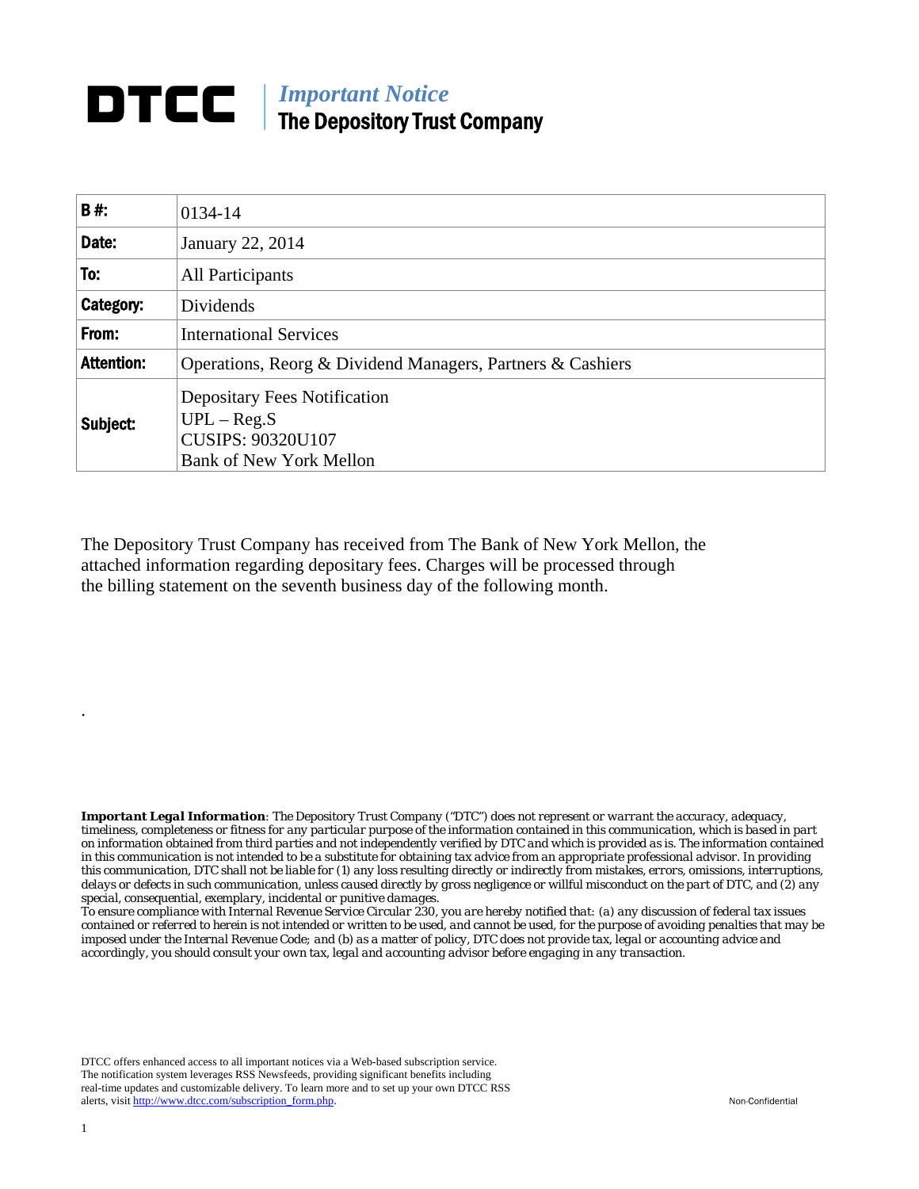# DTCC | *Important Notice* The Depository Trust Company

| **B #:** | 0134-14 |
|---|---|
| **Date:** | January 22, 2014 |
| **To:** | All Participants |
| **Category:** | Dividends |
| **From:** | International Services |
| **Attention:** | Operations, Reorg & Dividend Managers, Partners & Cashiers |
| **Subject:** | Depositary Fees Notification<br>UPL – Reg.S<br>CUSIPS: 90320U107<br>Bank of New York Mellon |

The Depository Trust Company has received from The Bank of New York Mellon, the attached information regarding depositary fees. Charges will be processed through the billing statement on the seventh business day of the following month.

.

***Important Legal Information**: The Depository Trust Company ("DTC") does not represent or warrant the accuracy, adequacy, timeliness, completeness or fitness for any particular purpose of the information contained in this communication, which is based in part on information obtained from third parties and not independently verified by DTC and which is provided as is. The information contained in this communication is not intended to be a substitute for obtaining tax advice from an appropriate professional advisor. In providing this communication, DTC shall not be liable for (1) any loss resulting directly or indirectly from mistakes, errors, omissions, interruptions, delays or defects in such communication, unless caused directly by gross negligence or willful misconduct on the part of DTC, and (2) any special, consequential, exemplary, incidental or punitive damages.*

*To ensure compliance with Internal Revenue Service Circular 230, you are hereby notified that: (a) any discussion of federal tax issues contained or referred to herein is not intended or written to be used, and cannot be used, for the purpose of avoiding penalties that may be imposed under the Internal Revenue Code; and (b) as a matter of policy, DTC does not provide tax, legal or accounting advice and accordingly, you should consult your own tax, legal and accounting advisor before engaging in any transaction.*

DTCC offers enhanced access to all important notices via a Web-based subscription service. The notification system leverages RSS Newsfeeds, providing significant benefits including real-time updates and customizable delivery. To learn more and to set up your own DTCC RSS alerts, visit http://www.dtcc.com/subscription_form.php.

Non-Confidential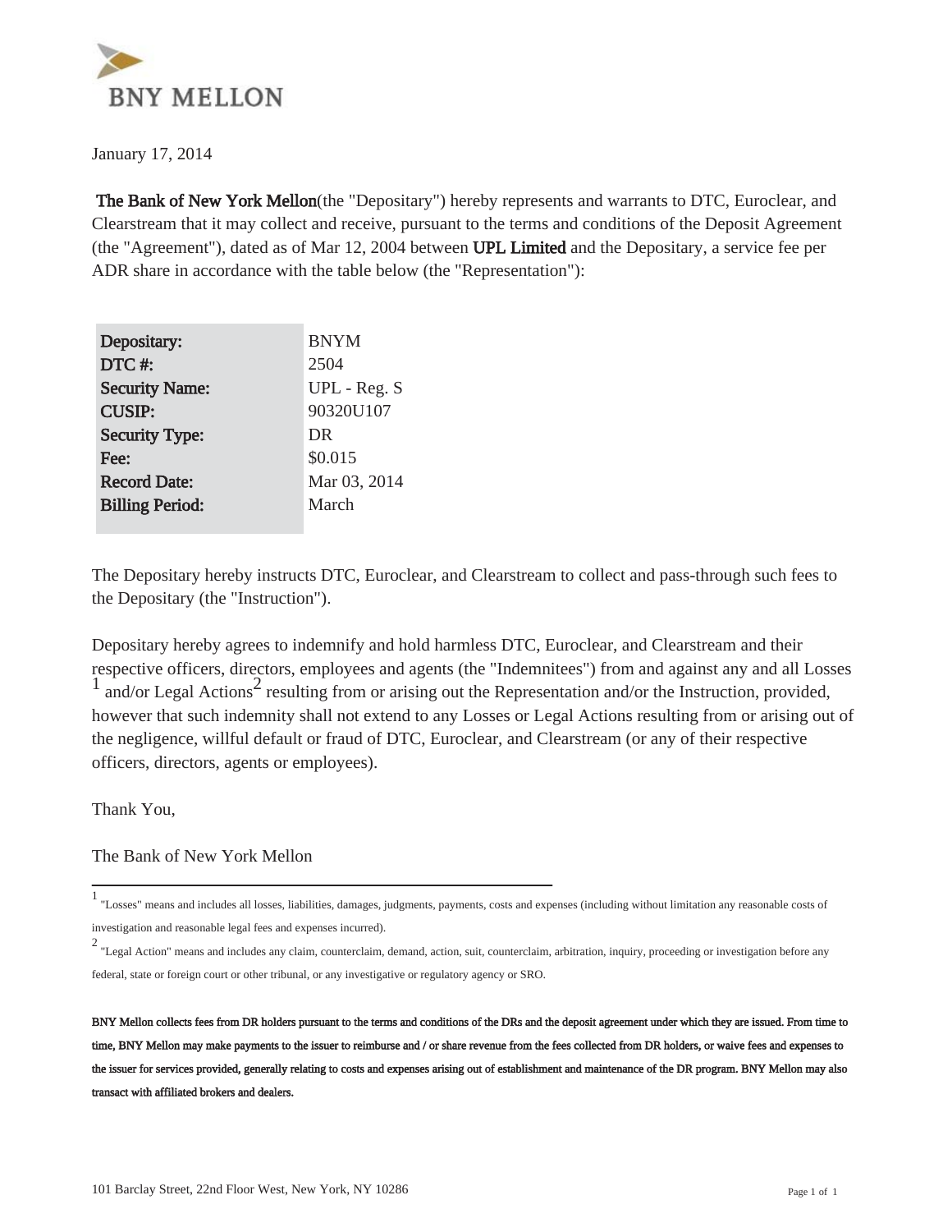BNY MELLON

January 17, 2014

The Bank of New York Mellon(the "Depositary") hereby represents and warrants to DTC, Euroclear, and Clearstream that it may collect and receive, pursuant to the terms and conditions of the Deposit Agreement (the "Agreement"), dated as of Mar 12, 2004 between UPL Limited and the Depositary, a service fee per ADR share in accordance with the table below (the "Representation"):

| | |
|---|---|
| **Depositary:** | BNYM |
| **DTC #:** | 2504 |
| **Security Name:** | UPL - Reg. S |
| **CUSIP:** | 90320U107 |
| **Security Type:** | DR |
| **Fee:** | $0.015 |
| **Record Date:** | Mar 03, 2014 |
| **Billing Period:** | March |

The Depositary hereby instructs DTC, Euroclear, and Clearstream to collect and pass-through such fees to the Depositary (the "Instruction").

Depositary hereby agrees to indemnify and hold harmless DTC, Euroclear, and Clearstream and their respective officers, directors, employees and agents (the "Indemnitees") from and against any and all Losses [1] and/or Legal Actions[2] resulting from or arising out the Representation and/or the Instruction, provided, however that such indemnity shall not extend to any Losses or Legal Actions resulting from or arising out of the negligence, willful default or fraud of DTC, Euroclear, and Clearstream (or any of their respective officers, directors, agents or employees).

Thank You,

The Bank of New York Mellon

---

[1] "Losses" means and includes all losses, liabilities, damages, judgments, payments, costs and expenses (including without limitation any reasonable costs of investigation and reasonable legal fees and expenses incurred).

[2] "Legal Action" means and includes any claim, counterclaim, demand, action, suit, counterclaim, arbitration, inquiry, proceeding or investigation before any federal, state or foreign court or other tribunal, or any investigative or regulatory agency or SRO.

**BNY Mellon collects fees from DR holders pursuant to the terms and conditions of the DRs and the deposit agreement under which they are issued. From time to time, BNY Mellon may make payments to the issuer to reimburse and / or share revenue from the fees collected from DR holders, or waive fees and expenses to the issuer for services provided, generally relating to costs and expenses arising out of establishment and maintenance of the DR program. BNY Mellon may also transact with affiliated brokers and dealers.**

101 Barclay Street, 22nd Floor West, New York, NY 10286